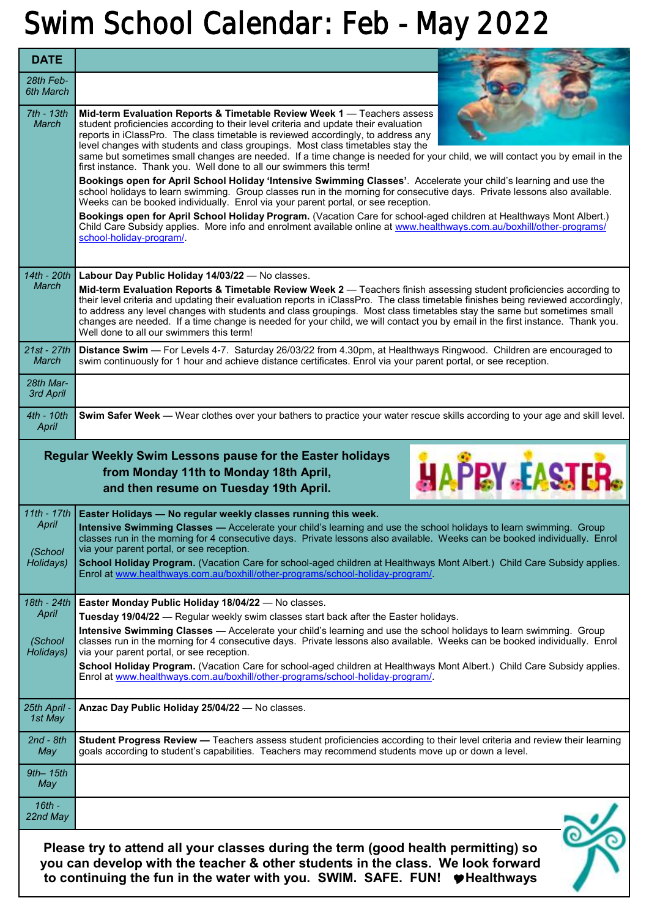# Swim School Calendar: Feb - May 2022

| DATE | |
|---|---|
| *28th Feb-6th March* | |
| *7th - 13th March* | **Mid-term Evaluation Reports & Timetable Review Week 1** — Teachers assess student proficiencies according to their level criteria and update their evaluation reports in iClassPro. The class timetable is reviewed accordingly, to address any level changes with students and class groupings. Most class timetables stay the same but sometimes small changes are needed. If a time change is needed for your child, we will contact you by email in the first instance. Thank you. Well done to all our swimmers this term!<br><br>**Bookings open for April School Holiday 'Intensive Swimming Classes'**. Accelerate your child's learning and use the school holidays to learn swimming. Group classes run in the morning for consecutive days. Private lessons also available. Weeks can be booked individually. Enrol via your parent portal, or see reception.<br><br>**Bookings open for April School Holiday Program.** (Vacation Care for school-aged children at Healthways Mont Albert.) Child Care Subsidy applies. More info and enrolment available online at www.healthways.com.au/boxhill/other-programs/school-holiday-program/. |
| *14th - 20th March* | **Labour Day Public Holiday 14/03/22** — No classes.<br><br>**Mid-term Evaluation Reports & Timetable Review Week 2** — Teachers finish assessing student proficiencies according to their level criteria and updating their evaluation reports in iClassPro. The class timetable finishes being reviewed accordingly, to address any level changes with students and class groupings. Most class timetables stay the same but sometimes small changes are needed. If a time change is needed for your child, we will contact you by email in the first instance. Thank you. Well done to all our swimmers this term! |
| *21st - 27th March* | **Distance Swim** — For Levels 4-7. Saturday 26/03/22 from 4.30pm, at Healthways Ringwood. Children are encouraged to swim continuously for 1 hour and achieve distance certificates. Enrol via your parent portal, or see reception. |
| *28th Mar-3rd April* | |
| *4th - 10th April* | **Swim Safer Week** — Wear clothes over your bathers to practice your water rescue skills according to your age and skill level. |

**Regular Weekly Swim Lessons pause for the Easter holidays from Monday 11th to Monday 18th April, and then resume on Tuesday 19th April.**

HAPPY EASTER

| DATE | |
|---|---|
| *11th - 17th April*<br><br>*(School Holidays)* | **Easter Holidays — No regular weekly classes running this week.**<br><br>**Intensive Swimming Classes —** Accelerate your child's learning and use the school holidays to learn swimming. Group classes run in the morning for 4 consecutive days. Private lessons also available. Weeks can be booked individually. Enrol via your parent portal, or see reception.<br><br>**School Holiday Program.** (Vacation Care for school-aged children at Healthways Mont Albert.) Child Care Subsidy applies. Enrol at www.healthways.com.au/boxhill/other-programs/school-holiday-program/. |
| *18th - 24th April*<br><br>*(School Holidays)* | **Easter Monday Public Holiday 18/04/22** — No classes.<br><br>**Tuesday 19/04/22 —** Regular weekly swim classes start back after the Easter holidays.<br><br>**Intensive Swimming Classes —** Accelerate your child's learning and use the school holidays to learn swimming. Group classes run in the morning for 4 consecutive days. Private lessons also available. Weeks can be booked individually. Enrol via your parent portal, or see reception.<br><br>**School Holiday Program.** (Vacation Care for school-aged children at Healthways Mont Albert.) Child Care Subsidy applies. Enrol at www.healthways.com.au/boxhill/other-programs/school-holiday-program/. |
| *25th April - 1st May* | **Anzac Day Public Holiday 25/04/22 —** No classes. |
| *2nd - 8th May* | **Student Progress Review —** Teachers assess student proficiencies according to their level criteria and review their learning goals according to student's capabilities. Teachers may recommend students move up or down a level. |
| *9th– 15th May* | |
| *16th - 22nd May* | |

**Please try to attend all your classes during the term (good health permitting) so you can develop with the teacher & other students in the class. We look forward to continuing the fun in the water with you. SWIM. SAFE. FUN! ♥Healthways**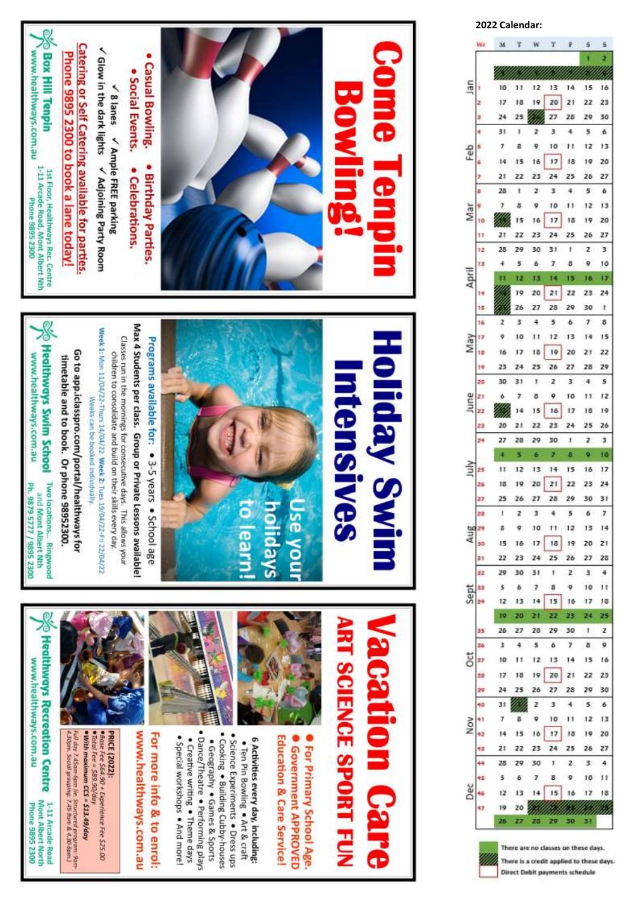# Come Tenpin Bowling!

- Casual Bowling.
- Birthday Parties.
- Social Events.
- Celebrations.

✓ 8 lanes ✓ Ample FREE parking

✓ Glow in the dark lights ✓ Adjoining Party Room

Catering or Self Catering available for parties.

Phone 9895 2300 to book a lane today!

**Box Hill Tenpin**
www.healthways.com.au

1st Floor, Healthways Rec. Centre
1-11 Arcade Road, Mont Albert Nth
Phone 9895 2300

# Holiday Swim Intensives

Use your holidays to learn!

**Programs available for:** • 3-5 years • School age

**Max 4 Students per class. Group or Private Lessons available!**

Classes run in the mornings for consecutive days. This allows your children to consolidate and build on their skills every day.

**Week 1:** Mon 11/04/22-Thurs 14/04/22 **Week 2:** Tues 19/04/22-Fri 22/04/22

Weeks can be booked individually.

**Go to app.iclasspro.com/portal/healthways for timetable and to book. Or phone 98952300.**

**Healthways Swim School**
www.healthways.com.au

Two locations... Ringwood and Mont Albert Nth
Ph. 9879 5777 / 9895 2300

# Vacation Care

## ART SCIENCE SPORT FUN

- For Primary School Age.
- Government APPROVED Education & Care Service!

**6 Activities every day, including:**

- Ten Pin Bowling • Art & craft
- Science Experiments • Dress ups
- Cooking • Building Cubby-houses
- Geography • Games & Sports
- Dance/Theatre • Performing plays
- Creative writing • Theme days
- Special workshops • And more!

**For more info & to enrol: www.healthways.com.au**

**PRICE (2022):**
- Base Fee $64.90 + Experience Fee $25.00
- Total Fee = $89.90/day
- **With maximum CCS = $13.49/day**

Full day 7.45am-6pm (ie. Structured program 9am-4.30pm. Social grouping: 7.45-9am & 4.30-6pm.)

**Healthways Recreation Centre**
www.healthways.com.au

1-11 Arcade Road
Mont Albert North
Phone 9895 2300

## 2022 Calendar:

| | Wk | M | T | W | T | F | S | S |
|---|---|---|---|---|---|---|---|---|
| Jan | | | | | | | 1 | 2 |
| | | | | | | | | |
| | 1 | 10 | 11 | 12 | 13 | 14 | 15 | 16 |
| | 2 | 17 | 18 | 19 | 20 | 21 | 22 | 23 |
| | 3 | 24 | 25 | | 27 | 28 | 29 | 30 |
| Feb | 4 | 31 | 1 | 2 | 3 | 4 | 5 | 6 |
| | 5 | 7 | 8 | 9 | 10 | 11 | 12 | 13 |
| | 6 | 14 | 15 | 16 | 17 | 18 | 19 | 20 |
| | 7 | 21 | 22 | 23 | 24 | 25 | 26 | 27 |
| Mar | 8 | 28 | 1 | 2 | 3 | 4 | 5 | 6 |
| | 9 | 7 | 8 | 9 | 10 | 11 | 12 | 13 |
| | 10 | | 15 | 16 | 17 | 18 | 19 | 20 |
| | 11 | 21 | 22 | 23 | 24 | 25 | 26 | 27 |
| | 12 | 28 | 29 | 30 | 31 | 1 | 2 | 3 |
| April | 13 | 4 | 5 | 6 | 7 | 8 | 9 | 10 |
| | | 11 | 12 | 13 | 14 | 15 | 16 | 17 |
| | 14 | | 19 | 20 | 21 | 22 | 23 | 24 |
| | 15 | | 26 | 27 | 28 | 29 | 30 | 1 |
| May | 16 | 2 | 3 | 4 | 5 | 6 | 7 | 8 |
| | 17 | 9 | 10 | 11 | 12 | 13 | 14 | 15 |
| | 18 | 16 | 17 | 18 | 19 | 20 | 21 | 22 |
| | 19 | 23 | 24 | 25 | 26 | 27 | 28 | 29 |
| June | 20 | 30 | 31 | 1 | 2 | 3 | 4 | 5 |
| | 21 | 6 | 7 | 8 | 9 | 10 | 11 | 12 |
| | 22 | | 14 | 15 | 16 | 17 | 18 | 19 |
| | 23 | 20 | 21 | 22 | 23 | 24 | 25 | 26 |
| July | 24 | 27 | 28 | 29 | 30 | 1 | 2 | 3 |
| | | 4 | 5 | 6 | 7 | 8 | 9 | 10 |
| | 25 | 11 | 12 | 13 | 14 | 15 | 16 | 17 |
| | 26 | 18 | 19 | 20 | 21 | 22 | 23 | 24 |
| | 27 | 25 | 26 | 27 | 28 | 29 | 30 | 31 |
| Aug | 28 | 1 | 2 | 3 | 4 | 5 | 6 | 7 |
| | 29 | 8 | 9 | 10 | 11 | 12 | 13 | 14 |
| | 30 | 15 | 16 | 17 | 18 | 19 | 20 | 21 |
| | 31 | 22 | 23 | 24 | 25 | 26 | 27 | 28 |
| Sept | 32 | 29 | 30 | 31 | 1 | 2 | 3 | 4 |
| | 33 | 5 | 6 | 7 | 8 | 9 | 10 | 11 |
| | 34 | 12 | 13 | 14 | 15 | 16 | 17 | 18 |
| | | 19 | 20 | 21 | 22 | 23 | 24 | 25 |
| Oct | 35 | 26 | 27 | 28 | 29 | 30 | 1 | 2 |
| | 36 | 3 | 4 | 5 | 6 | 7 | 8 | 9 |
| | 37 | 10 | 11 | 12 | 13 | 14 | 15 | 16 |
| | 38 | 17 | 18 | 19 | 20 | 21 | 22 | 23 |
| | 39 | 24 | 25 | 26 | 27 | 28 | 29 | 30 |
| Nov | 40 | 31 | | 2 | 3 | 4 | 5 | 6 |
| | 41 | 7 | 8 | 9 | 10 | 11 | 12 | 13 |
| | 42 | 14 | 15 | 16 | 17 | 18 | 19 | 20 |
| | 43 | 21 | 22 | 23 | 24 | 25 | 26 | 27 |
| Dec | 44 | 28 | 29 | 30 | 1 | 2 | 3 | 4 |
| | 45 | 5 | 6 | 7 | 8 | 9 | 10 | 11 |
| | 46 | 12 | 13 | 14 | 15 | 16 | 17 | 18 |
| | 47 | 19 | 20 | | | | | |
| | | 26 | 27 | 28 | 29 | 30 | 31 | |

There are no classes on these days.

There is a credit applied to these days.

Direct Debit payments schedule